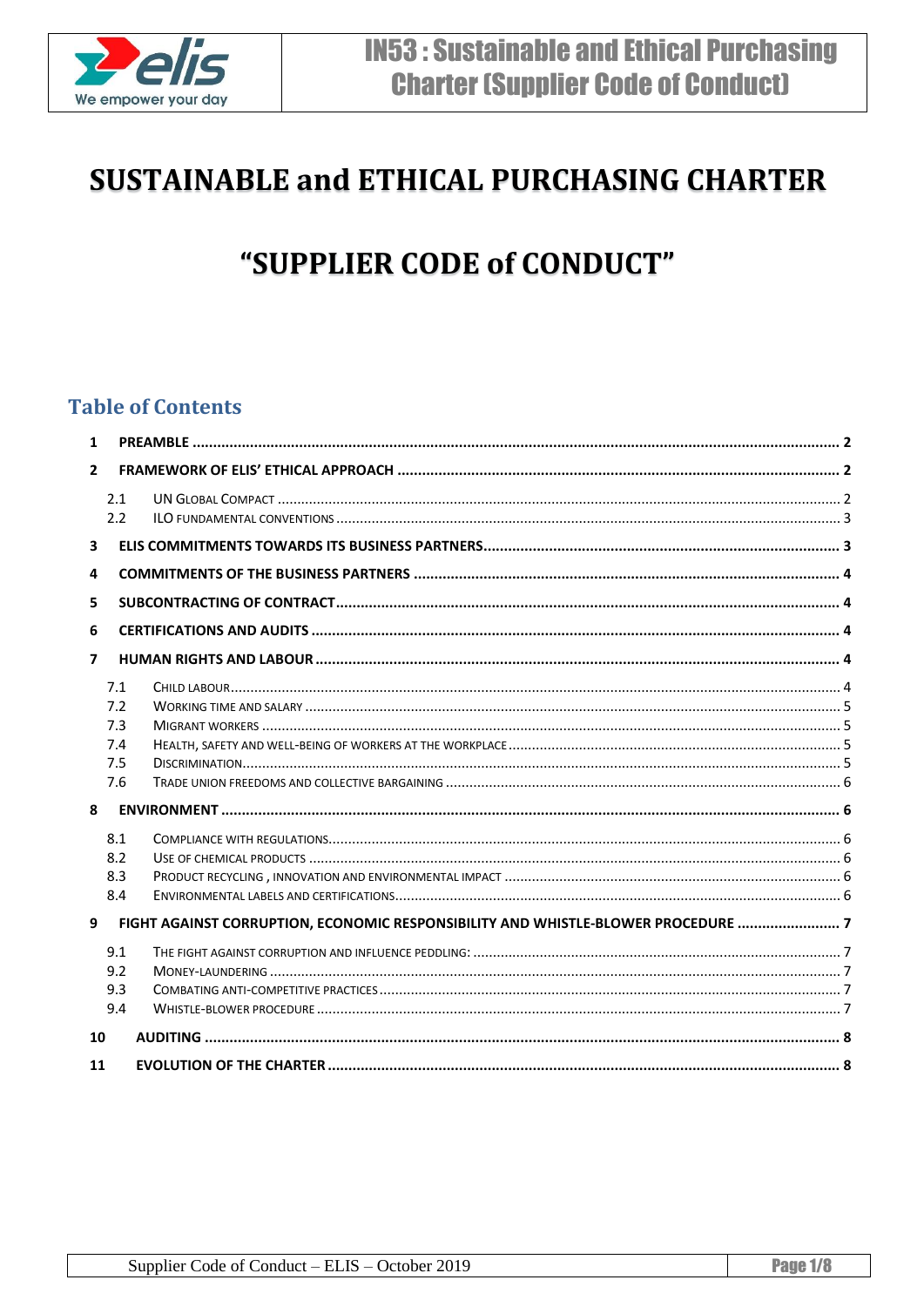# SUSTAINABLE and ETHICAL PURCHASING CHARTER

# "SUPPLIER CODE of CONDUCT"

## Table of Contents

1 PREAMBLE ..... 2
2 FRAMEWORK OF ELIS' ETHICAL APPROACH ..... 2
  2.1 UN GLOBAL COMPACT ..... 2
  2.2 ILO FUNDAMENTAL CONVENTIONS ..... 3
3 ELIS COMMITMENTS TOWARDS ITS BUSINESS PARTNERS ..... 3
4 COMMITMENTS OF THE BUSINESS PARTNERS ..... 4
5 SUBCONTRACTING OF CONTRACT ..... 4
6 CERTIFICATIONS AND AUDITS ..... 4
7 HUMAN RIGHTS AND LABOUR ..... 4
  7.1 CHILD LABOUR ..... 4
  7.2 WORKING TIME AND SALARY ..... 5
  7.3 MIGRANT WORKERS ..... 5
  7.4 HEALTH, SAFETY AND WELL-BEING OF WORKERS AT THE WORKPLACE ..... 5
  7.5 DISCRIMINATION ..... 5
  7.6 TRADE UNION FREEDOMS AND COLLECTIVE BARGAINING ..... 6
8 ENVIRONMENT ..... 6
  8.1 COMPLIANCE WITH REGULATIONS ..... 6
  8.2 USE OF CHEMICAL PRODUCTS ..... 6
  8.3 PRODUCT RECYCLING , INNOVATION AND ENVIRONMENTAL IMPACT ..... 6
  8.4 ENVIRONMENTAL LABELS AND CERTIFICATIONS ..... 6
9 FIGHT AGAINST CORRUPTION, ECONOMIC RESPONSIBILITY AND WHISTLE-BLOWER PROCEDURE ..... 7
  9.1 THE FIGHT AGAINST CORRUPTION AND INFLUENCE PEDDLING: ..... 7
  9.2 MONEY-LAUNDERING ..... 7
  9.3 COMBATING ANTI-COMPETITIVE PRACTICES ..... 7
  9.4 WHISTLE-BLOWER PROCEDURE ..... 7
10 AUDITING ..... 8
11 EVOLUTION OF THE CHARTER ..... 8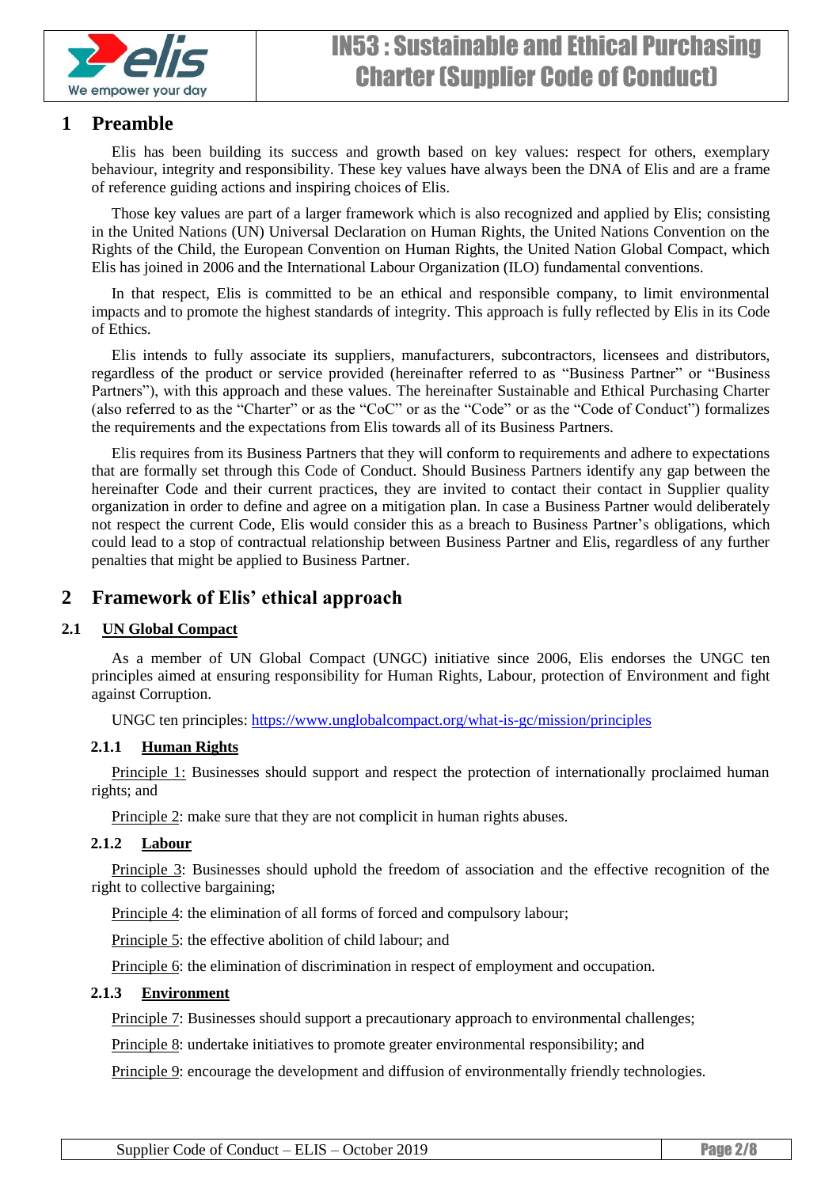# 1 Preamble

Elis has been building its success and growth based on key values: respect for others, exemplary behaviour, integrity and responsibility. These key values have always been the DNA of Elis and are a frame of reference guiding actions and inspiring choices of Elis.

Those key values are part of a larger framework which is also recognized and applied by Elis; consisting in the United Nations (UN) Universal Declaration on Human Rights, the United Nations Convention on the Rights of the Child, the European Convention on Human Rights, the United Nation Global Compact, which Elis has joined in 2006 and the International Labour Organization (ILO) fundamental conventions.

In that respect, Elis is committed to be an ethical and responsible company, to limit environmental impacts and to promote the highest standards of integrity. This approach is fully reflected by Elis in its Code of Ethics.

Elis intends to fully associate its suppliers, manufacturers, subcontractors, licensees and distributors, regardless of the product or service provided (hereinafter referred to as "Business Partner" or "Business Partners"), with this approach and these values. The hereinafter Sustainable and Ethical Purchasing Charter (also referred to as the "Charter" or as the "CoC" or as the "Code" or as the "Code of Conduct") formalizes the requirements and the expectations from Elis towards all of its Business Partners.

Elis requires from its Business Partners that they will conform to requirements and adhere to expectations that are formally set through this Code of Conduct. Should Business Partners identify any gap between the hereinafter Code and their current practices, they are invited to contact their contact in Supplier quality organization in order to define and agree on a mitigation plan. In case a Business Partner would deliberately not respect the current Code, Elis would consider this as a breach to Business Partner's obligations, which could lead to a stop of contractual relationship between Business Partner and Elis, regardless of any further penalties that might be applied to Business Partner.

# 2 Framework of Elis' ethical approach

## 2.1 UN Global Compact

As a member of UN Global Compact (UNGC) initiative since 2006, Elis endorses the UNGC ten principles aimed at ensuring responsibility for Human Rights, Labour, protection of Environment and fight against Corruption.

UNGC ten principles: https://www.unglobalcompact.org/what-is-gc/mission/principles

### 2.1.1 Human Rights

Principle 1: Businesses should support and respect the protection of internationally proclaimed human rights; and

Principle 2: make sure that they are not complicit in human rights abuses.

### 2.1.2 Labour

Principle 3: Businesses should uphold the freedom of association and the effective recognition of the right to collective bargaining;

Principle 4: the elimination of all forms of forced and compulsory labour;

Principle 5: the effective abolition of child labour; and

Principle 6: the elimination of discrimination in respect of employment and occupation.

### 2.1.3 Environment

Principle 7: Businesses should support a precautionary approach to environmental challenges;

Principle 8: undertake initiatives to promote greater environmental responsibility; and

Principle 9: encourage the development and diffusion of environmentally friendly technologies.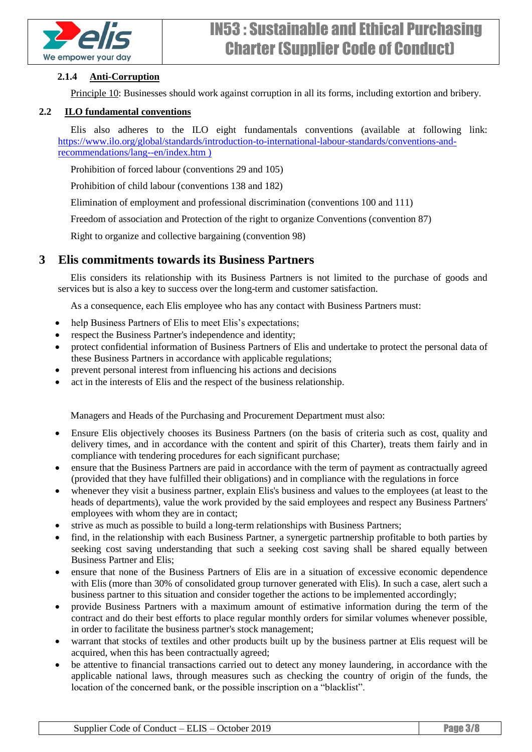#### 2.1.4 Anti-Corruption

Principle 10: Businesses should work against corruption in all its forms, including extortion and bribery.

### 2.2 ILO fundamental conventions

Elis also adheres to the ILO eight fundamentals conventions (available at following link: https://www.ilo.org/global/standards/introduction-to-international-labour-standards/conventions-and-recommendations/lang--en/index.htm )

Prohibition of forced labour (conventions 29 and 105)

Prohibition of child labour (conventions 138 and 182)

Elimination of employment and professional discrimination (conventions 100 and 111)

Freedom of association and Protection of the right to organize Conventions (convention 87)

Right to organize and collective bargaining (convention 98)

## 3 Elis commitments towards its Business Partners

Elis considers its relationship with its Business Partners is not limited to the purchase of goods and services but is also a key to success over the long-term and customer satisfaction.

As a consequence, each Elis employee who has any contact with Business Partners must:

- help Business Partners of Elis to meet Elis's expectations;
- respect the Business Partner's independence and identity;
- protect confidential information of Business Partners of Elis and undertake to protect the personal data of these Business Partners in accordance with applicable regulations;
- prevent personal interest from influencing his actions and decisions
- act in the interests of Elis and the respect of the business relationship.

Managers and Heads of the Purchasing and Procurement Department must also:

- Ensure Elis objectively chooses its Business Partners (on the basis of criteria such as cost, quality and delivery times, and in accordance with the content and spirit of this Charter), treats them fairly and in compliance with tendering procedures for each significant purchase;
- ensure that the Business Partners are paid in accordance with the term of payment as contractually agreed (provided that they have fulfilled their obligations) and in compliance with the regulations in force
- whenever they visit a business partner, explain Elis's business and values to the employees (at least to the heads of departments), value the work provided by the said employees and respect any Business Partners' employees with whom they are in contact;
- strive as much as possible to build a long-term relationships with Business Partners;
- find, in the relationship with each Business Partner, a synergetic partnership profitable to both parties by seeking cost saving understanding that such a seeking cost saving shall be shared equally between Business Partner and Elis;
- ensure that none of the Business Partners of Elis are in a situation of excessive economic dependence with Elis (more than 30% of consolidated group turnover generated with Elis). In such a case, alert such a business partner to this situation and consider together the actions to be implemented accordingly;
- provide Business Partners with a maximum amount of estimative information during the term of the contract and do their best efforts to place regular monthly orders for similar volumes whenever possible, in order to facilitate the business partner's stock management;
- warrant that stocks of textiles and other products built up by the business partner at Elis request will be acquired, when this has been contractually agreed;
- be attentive to financial transactions carried out to detect any money laundering, in accordance with the applicable national laws, through measures such as checking the country of origin of the funds, the location of the concerned bank, or the possible inscription on a "blacklist".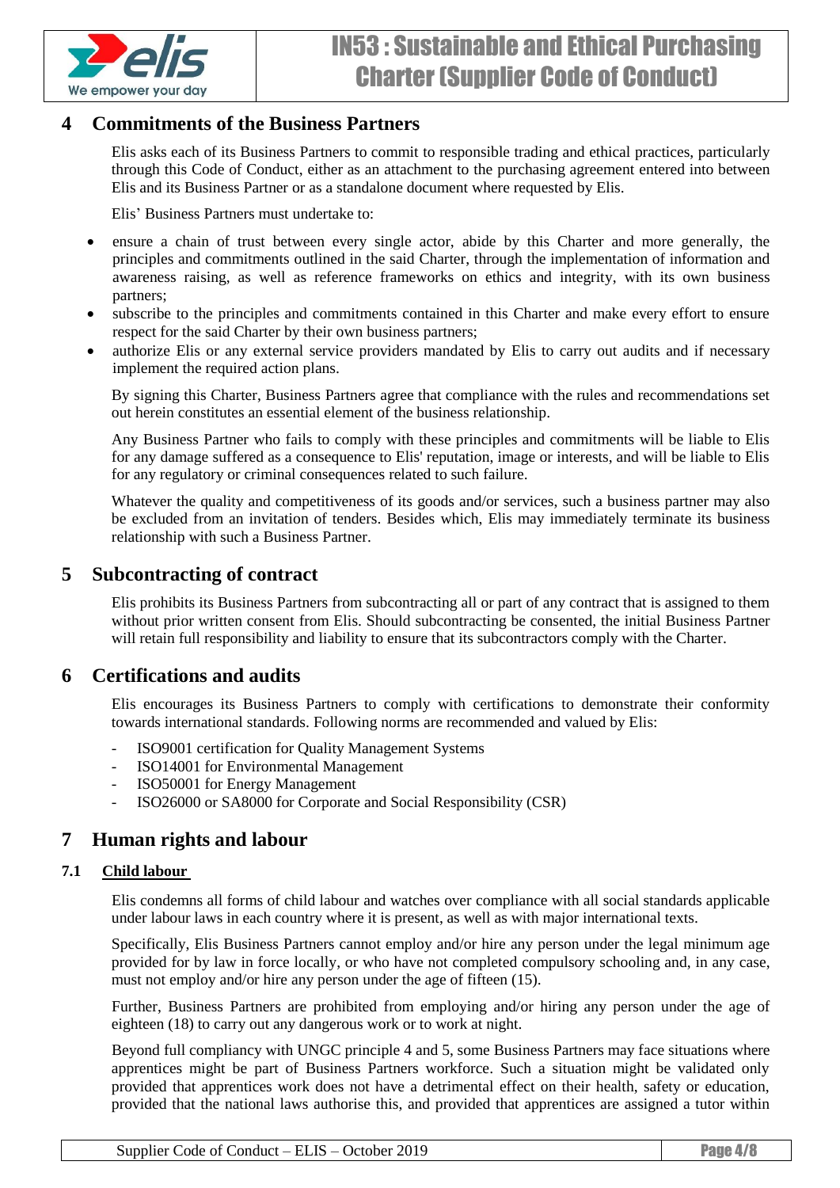# 4 Commitments of the Business Partners

Elis asks each of its Business Partners to commit to responsible trading and ethical practices, particularly through this Code of Conduct, either as an attachment to the purchasing agreement entered into between Elis and its Business Partner or as a standalone document where requested by Elis.

Elis' Business Partners must undertake to:

- ensure a chain of trust between every single actor, abide by this Charter and more generally, the principles and commitments outlined in the said Charter, through the implementation of information and awareness raising, as well as reference frameworks on ethics and integrity, with its own business partners;
- subscribe to the principles and commitments contained in this Charter and make every effort to ensure respect for the said Charter by their own business partners;
- authorize Elis or any external service providers mandated by Elis to carry out audits and if necessary implement the required action plans.

By signing this Charter, Business Partners agree that compliance with the rules and recommendations set out herein constitutes an essential element of the business relationship.

Any Business Partner who fails to comply with these principles and commitments will be liable to Elis for any damage suffered as a consequence to Elis' reputation, image or interests, and will be liable to Elis for any regulatory or criminal consequences related to such failure.

Whatever the quality and competitiveness of its goods and/or services, such a business partner may also be excluded from an invitation of tenders. Besides which, Elis may immediately terminate its business relationship with such a Business Partner.

# 5 Subcontracting of contract

Elis prohibits its Business Partners from subcontracting all or part of any contract that is assigned to them without prior written consent from Elis. Should subcontracting be consented, the initial Business Partner will retain full responsibility and liability to ensure that its subcontractors comply with the Charter.

# 6 Certifications and audits

Elis encourages its Business Partners to comply with certifications to demonstrate their conformity towards international standards. Following norms are recommended and valued by Elis:

- ISO9001 certification for Quality Management Systems
- ISO14001 for Environmental Management
- ISO50001 for Energy Management
- ISO26000 or SA8000 for Corporate and Social Responsibility (CSR)

# 7 Human rights and labour

## 7.1 Child labour

Elis condemns all forms of child labour and watches over compliance with all social standards applicable under labour laws in each country where it is present, as well as with major international texts.

Specifically, Elis Business Partners cannot employ and/or hire any person under the legal minimum age provided for by law in force locally, or who have not completed compulsory schooling and, in any case, must not employ and/or hire any person under the age of fifteen (15).

Further, Business Partners are prohibited from employing and/or hiring any person under the age of eighteen (18) to carry out any dangerous work or to work at night.

Beyond full compliancy with UNGC principle 4 and 5, some Business Partners may face situations where apprentices might be part of Business Partners workforce. Such a situation might be validated only provided that apprentices work does not have a detrimental effect on their health, safety or education, provided that the national laws authorise this, and provided that apprentices are assigned a tutor within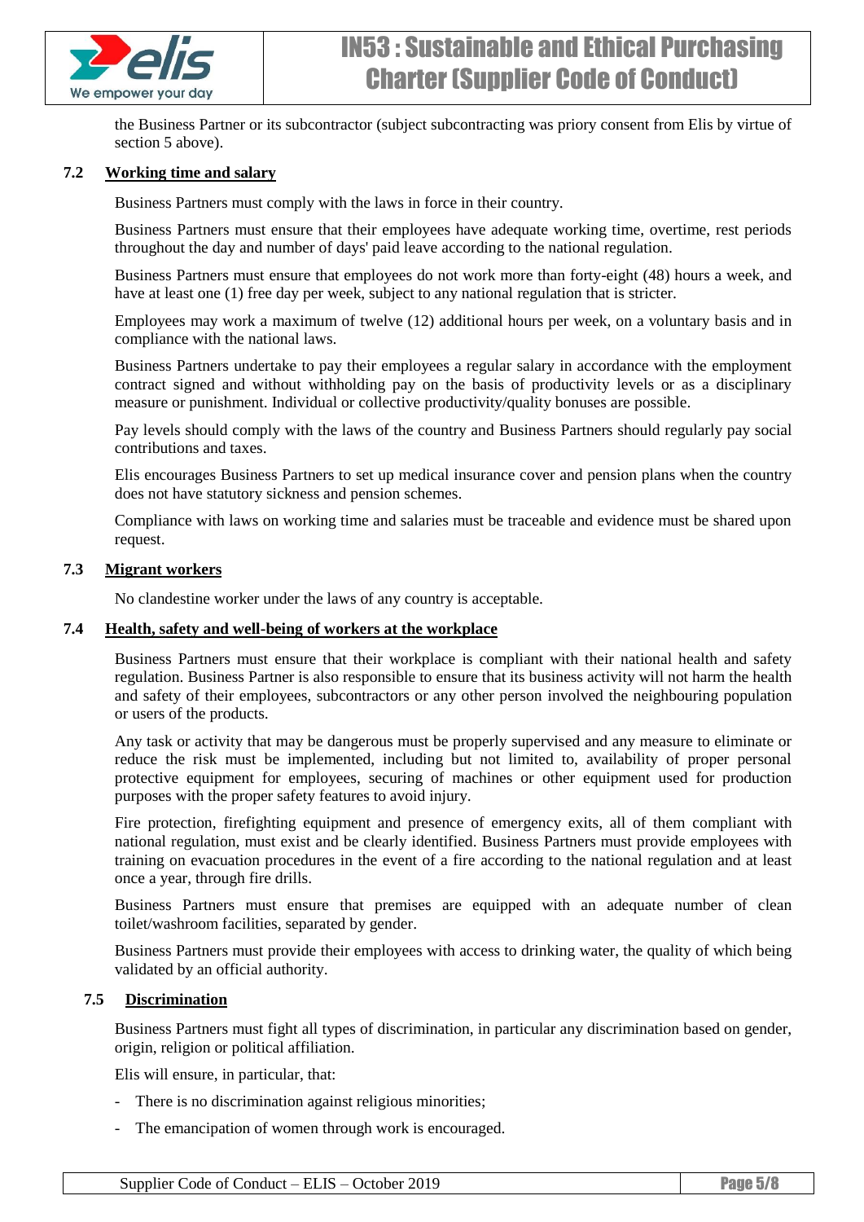the Business Partner or its subcontractor (subject subcontracting was priory consent from Elis by virtue of section 5 above).

### 7.2 Working time and salary

Business Partners must comply with the laws in force in their country.

Business Partners must ensure that their employees have adequate working time, overtime, rest periods throughout the day and number of days' paid leave according to the national regulation.

Business Partners must ensure that employees do not work more than forty-eight (48) hours a week, and have at least one (1) free day per week, subject to any national regulation that is stricter.

Employees may work a maximum of twelve (12) additional hours per week, on a voluntary basis and in compliance with the national laws.

Business Partners undertake to pay their employees a regular salary in accordance with the employment contract signed and without withholding pay on the basis of productivity levels or as a disciplinary measure or punishment. Individual or collective productivity/quality bonuses are possible.

Pay levels should comply with the laws of the country and Business Partners should regularly pay social contributions and taxes.

Elis encourages Business Partners to set up medical insurance cover and pension plans when the country does not have statutory sickness and pension schemes.

Compliance with laws on working time and salaries must be traceable and evidence must be shared upon request.

### 7.3 Migrant workers

No clandestine worker under the laws of any country is acceptable.

### 7.4 Health, safety and well-being of workers at the workplace

Business Partners must ensure that their workplace is compliant with their national health and safety regulation. Business Partner is also responsible to ensure that its business activity will not harm the health and safety of their employees, subcontractors or any other person involved the neighbouring population or users of the products.

Any task or activity that may be dangerous must be properly supervised and any measure to eliminate or reduce the risk must be implemented, including but not limited to, availability of proper personal protective equipment for employees, securing of machines or other equipment used for production purposes with the proper safety features to avoid injury.

Fire protection, firefighting equipment and presence of emergency exits, all of them compliant with national regulation, must exist and be clearly identified. Business Partners must provide employees with training on evacuation procedures in the event of a fire according to the national regulation and at least once a year, through fire drills.

Business Partners must ensure that premises are equipped with an adequate number of clean toilet/washroom facilities, separated by gender.

Business Partners must provide their employees with access to drinking water, the quality of which being validated by an official authority.

### 7.5 Discrimination

Business Partners must fight all types of discrimination, in particular any discrimination based on gender, origin, religion or political affiliation.

Elis will ensure, in particular, that:

- There is no discrimination against religious minorities;
- The emancipation of women through work is encouraged.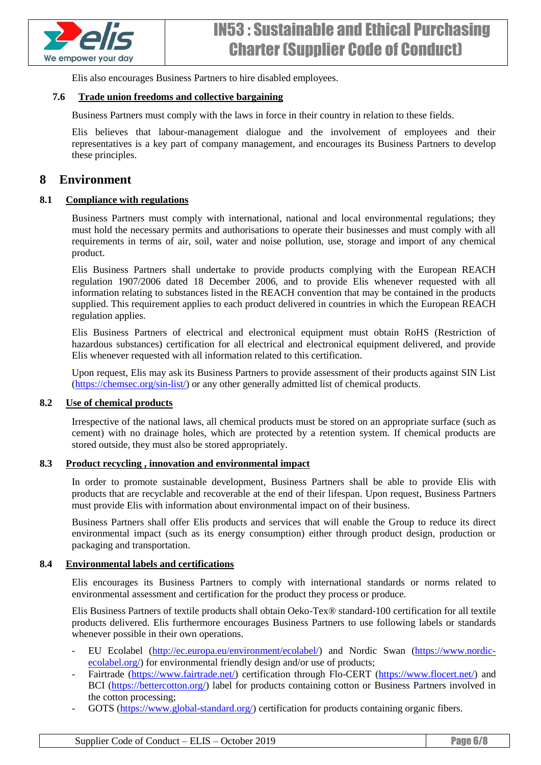Elis also encourages Business Partners to hire disabled employees.

### 7.6 Trade union freedoms and collective bargaining

Business Partners must comply with the laws in force in their country in relation to these fields.

Elis believes that labour-management dialogue and the involvement of employees and their representatives is a key part of company management, and encourages its Business Partners to develop these principles.

## 8 Environment

### 8.1 Compliance with regulations

Business Partners must comply with international, national and local environmental regulations; they must hold the necessary permits and authorisations to operate their businesses and must comply with all requirements in terms of air, soil, water and noise pollution, use, storage and import of any chemical product.

Elis Business Partners shall undertake to provide products complying with the European REACH regulation 1907/2006 dated 18 December 2006, and to provide Elis whenever requested with all information relating to substances listed in the REACH convention that may be contained in the products supplied. This requirement applies to each product delivered in countries in which the European REACH regulation applies.

Elis Business Partners of electrical and electronical equipment must obtain RoHS (Restriction of hazardous substances) certification for all electrical and electronical equipment delivered, and provide Elis whenever requested with all information related to this certification.

Upon request, Elis may ask its Business Partners to provide assessment of their products against SIN List (https://chemsec.org/sin-list/) or any other generally admitted list of chemical products.

### 8.2 Use of chemical products

Irrespective of the national laws, all chemical products must be stored on an appropriate surface (such as cement) with no drainage holes, which are protected by a retention system. If chemical products are stored outside, they must also be stored appropriately.

### 8.3 Product recycling , innovation and environmental impact

In order to promote sustainable development, Business Partners shall be able to provide Elis with products that are recyclable and recoverable at the end of their lifespan. Upon request, Business Partners must provide Elis with information about environmental impact on of their business.

Business Partners shall offer Elis products and services that will enable the Group to reduce its direct environmental impact (such as its energy consumption) either through product design, production or packaging and transportation.

### 8.4 Environmental labels and certifications

Elis encourages its Business Partners to comply with international standards or norms related to environmental assessment and certification for the product they process or produce.

Elis Business Partners of textile products shall obtain Oeko-Tex® standard-100 certification for all textile products delivered. Elis furthermore encourages Business Partners to use following labels or standards whenever possible in their own operations.

- EU Ecolabel (http://ec.europa.eu/environment/ecolabel/) and Nordic Swan (https://www.nordic-ecolabel.org/) for environmental friendly design and/or use of products;
- Fairtrade (https://www.fairtrade.net/) certification through Flo-CERT (https://www.flocert.net/) and BCI (https://bettercotton.org/) label for products containing cotton or Business Partners involved in the cotton processing;
- GOTS (https://www.global-standard.org/) certification for products containing organic fibers.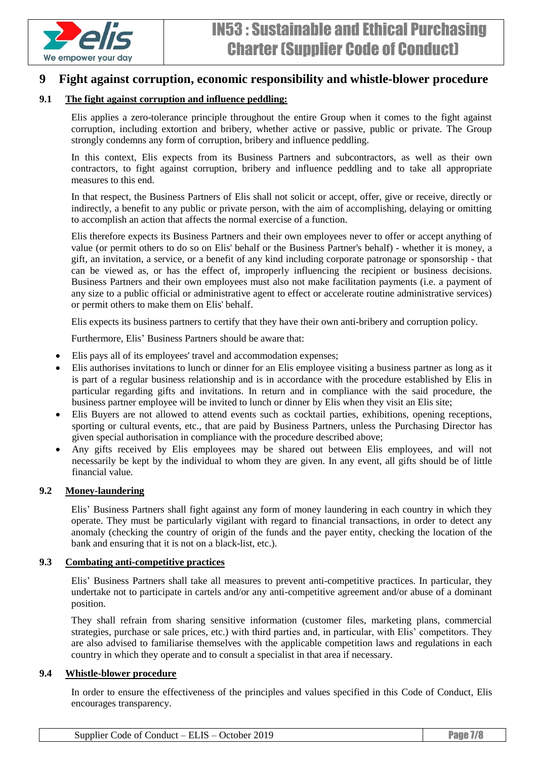## 9 Fight against corruption, economic responsibility and whistle-blower procedure

### 9.1 The fight against corruption and influence peddling:

Elis applies a zero-tolerance principle throughout the entire Group when it comes to the fight against corruption, including extortion and bribery, whether active or passive, public or private. The Group strongly condemns any form of corruption, bribery and influence peddling.

In this context, Elis expects from its Business Partners and subcontractors, as well as their own contractors, to fight against corruption, bribery and influence peddling and to take all appropriate measures to this end.

In that respect, the Business Partners of Elis shall not solicit or accept, offer, give or receive, directly or indirectly, a benefit to any public or private person, with the aim of accomplishing, delaying or omitting to accomplish an action that affects the normal exercise of a function.

Elis therefore expects its Business Partners and their own employees never to offer or accept anything of value (or permit others to do so on Elis' behalf or the Business Partner's behalf) - whether it is money, a gift, an invitation, a service, or a benefit of any kind including corporate patronage or sponsorship - that can be viewed as, or has the effect of, improperly influencing the recipient or business decisions. Business Partners and their own employees must also not make facilitation payments (i.e. a payment of any size to a public official or administrative agent to effect or accelerate routine administrative services) or permit others to make them on Elis' behalf.

Elis expects its business partners to certify that they have their own anti-bribery and corruption policy.

Furthermore, Elis' Business Partners should be aware that:

- Elis pays all of its employees' travel and accommodation expenses;
- Elis authorises invitations to lunch or dinner for an Elis employee visiting a business partner as long as it is part of a regular business relationship and is in accordance with the procedure established by Elis in particular regarding gifts and invitations. In return and in compliance with the said procedure, the business partner employee will be invited to lunch or dinner by Elis when they visit an Elis site;
- Elis Buyers are not allowed to attend events such as cocktail parties, exhibitions, opening receptions, sporting or cultural events, etc., that are paid by Business Partners, unless the Purchasing Director has given special authorisation in compliance with the procedure described above;
- Any gifts received by Elis employees may be shared out between Elis employees, and will not necessarily be kept by the individual to whom they are given. In any event, all gifts should be of little financial value.

### 9.2 Money-laundering

Elis' Business Partners shall fight against any form of money laundering in each country in which they operate. They must be particularly vigilant with regard to financial transactions, in order to detect any anomaly (checking the country of origin of the funds and the payer entity, checking the location of the bank and ensuring that it is not on a black-list, etc.).

### 9.3 Combating anti-competitive practices

Elis' Business Partners shall take all measures to prevent anti-competitive practices. In particular, they undertake not to participate in cartels and/or any anti-competitive agreement and/or abuse of a dominant position.

They shall refrain from sharing sensitive information (customer files, marketing plans, commercial strategies, purchase or sale prices, etc.) with third parties and, in particular, with Elis' competitors. They are also advised to familiarise themselves with the applicable competition laws and regulations in each country in which they operate and to consult a specialist in that area if necessary.

### 9.4 Whistle-blower procedure

In order to ensure the effectiveness of the principles and values specified in this Code of Conduct, Elis encourages transparency.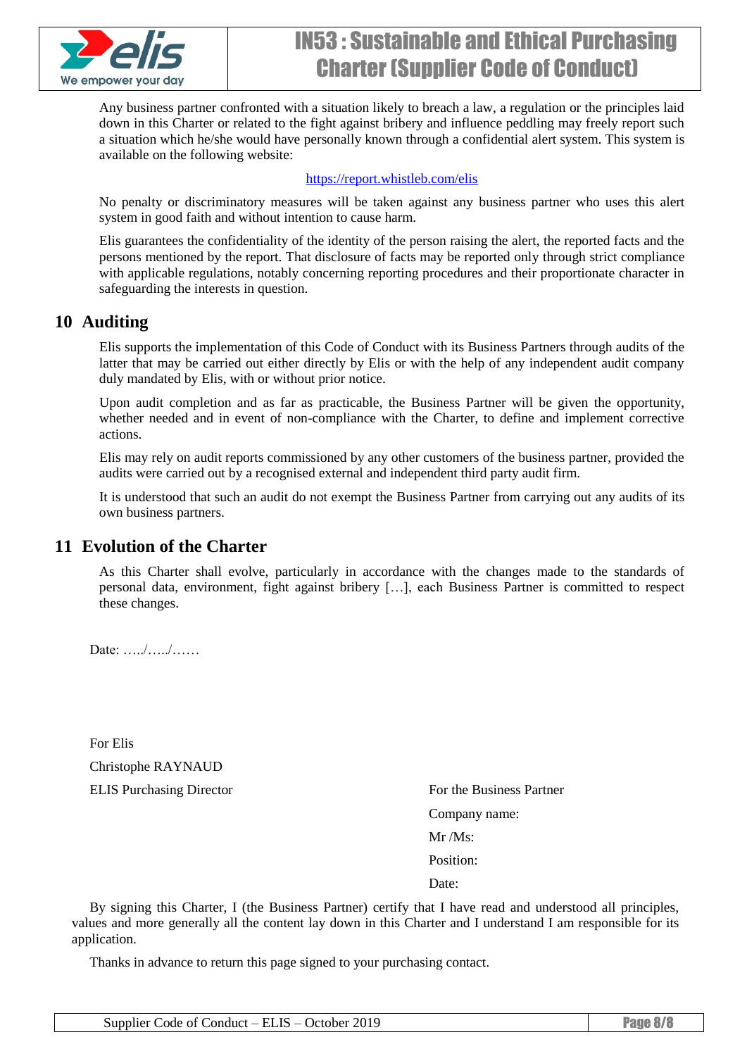Any business partner confronted with a situation likely to breach a law, a regulation or the principles laid down in this Charter or related to the fight against bribery and influence peddling may freely report such a situation which he/she would have personally known through a confidential alert system. This system is available on the following website:

https://report.whistleb.com/elis

No penalty or discriminatory measures will be taken against any business partner who uses this alert system in good faith and without intention to cause harm.

Elis guarantees the confidentiality of the identity of the person raising the alert, the reported facts and the persons mentioned by the report. That disclosure of facts may be reported only through strict compliance with applicable regulations, notably concerning reporting procedures and their proportionate character in safeguarding the interests in question.

## 10 Auditing

Elis supports the implementation of this Code of Conduct with its Business Partners through audits of the latter that may be carried out either directly by Elis or with the help of any independent audit company duly mandated by Elis, with or without prior notice.

Upon audit completion and as far as practicable, the Business Partner will be given the opportunity, whether needed and in event of non-compliance with the Charter, to define and implement corrective actions.

Elis may rely on audit reports commissioned by any other customers of the business partner, provided the audits were carried out by a recognised external and independent third party audit firm.

It is understood that such an audit do not exempt the Business Partner from carrying out any audits of its own business partners.

## 11 Evolution of the Charter

As this Charter shall evolve, particularly in accordance with the changes made to the standards of personal data, environment, fight against bribery […], each Business Partner is committed to respect these changes.

Date: …../…../……

For Elis

Christophe RAYNAUD

ELIS Purchasing Director

For the Business Partner

Company name:

Mr /Ms:

Position:

Date:

By signing this Charter, I (the Business Partner) certify that I have read and understood all principles, values and more generally all the content lay down in this Charter and I understand I am responsible for its application.

Thanks in advance to return this page signed to your purchasing contact.